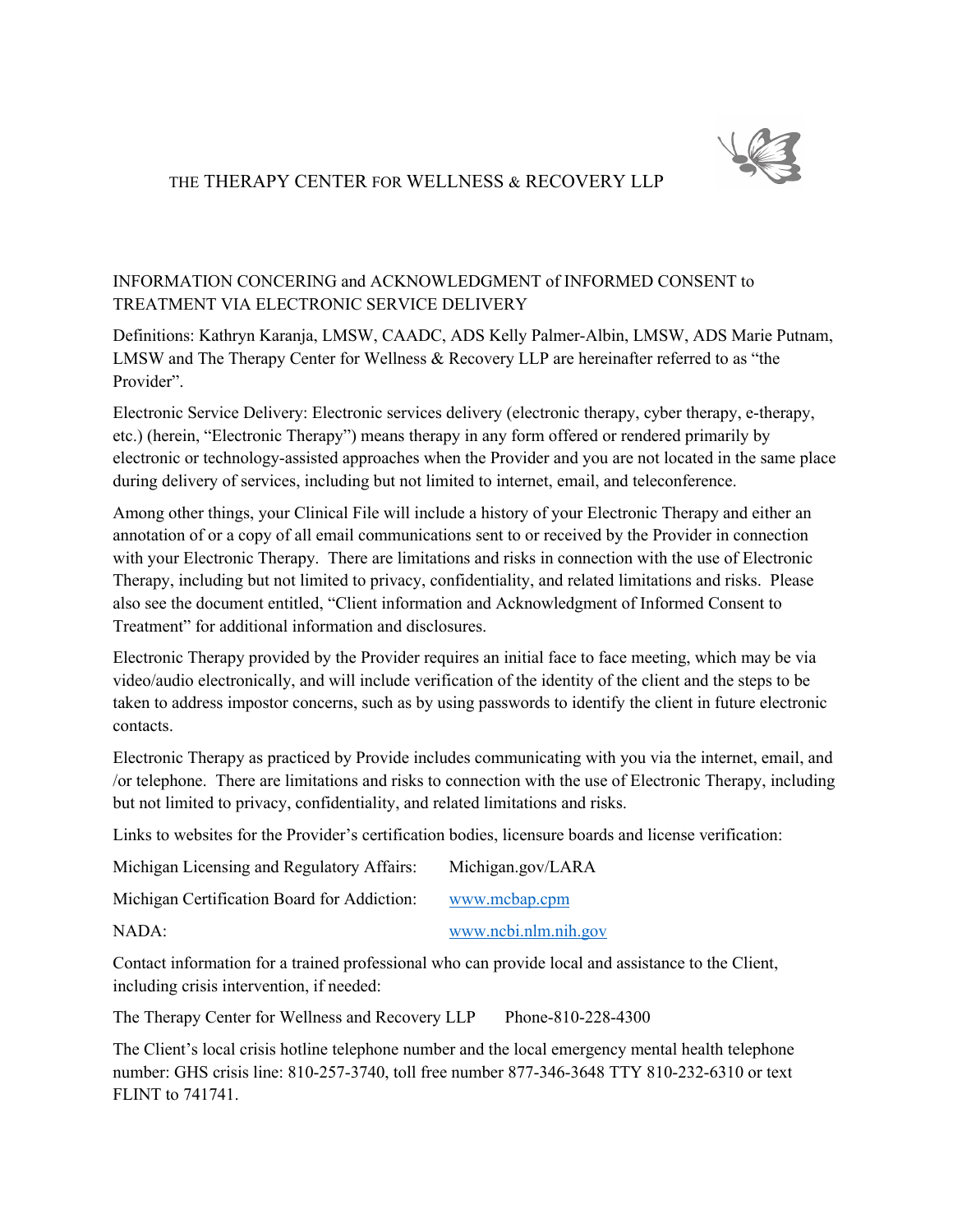# THE THERAPY CENTER FOR WELLNESS & RECOVERY LLP

## INFORMATION CONCERING and ACKNOWLEDGMENT of INFORMED CONSENT to TREATMENT VIA ELECTRONIC SERVICE DELIVERY

Definitions: Kathryn Karanja, LMSW, CAADC, ADS Kelly Palmer-Albin, LMSW, ADS Marie Putnam, LMSW and The Therapy Center for Wellness & Recovery LLP are hereinafter referred to as "the Provider".

Electronic Service Delivery: Electronic services delivery (electronic therapy, cyber therapy, e-therapy, etc.) (herein, "Electronic Therapy") means therapy in any form offered or rendered primarily by electronic or technology-assisted approaches when the Provider and you are not located in the same place during delivery of services, including but not limited to internet, email, and teleconference.

Among other things, your Clinical File will include a history of your Electronic Therapy and either an annotation of or a copy of all email communications sent to or received by the Provider in connection with your Electronic Therapy. There are limitations and risks in connection with the use of Electronic Therapy, including but not limited to privacy, confidentiality, and related limitations and risks. Please also see the document entitled, "Client information and Acknowledgment of Informed Consent to Treatment" for additional information and disclosures.

Electronic Therapy provided by the Provider requires an initial face to face meeting, which may be via video/audio electronically, and will include verification of the identity of the client and the steps to be taken to address impostor concerns, such as by using passwords to identify the client in future electronic contacts.

Electronic Therapy as practiced by Provide includes communicating with you via the internet, email, and /or telephone. There are limitations and risks to connection with the use of Electronic Therapy, including but not limited to privacy, confidentiality, and related limitations and risks.

Links to websites for the Provider's certification bodies, licensure boards and license verification:

| | |
|---|---|
| Michigan Licensing and Regulatory Affairs: | Michigan.gov/LARA |
| Michigan Certification Board for Addiction: | www.mcbap.cpm |
| NADA: | www.ncbi.nlm.nih.gov |

Contact information for a trained professional who can provide local and assistance to the Client, including crisis intervention, if needed:

The Therapy Center for Wellness and Recovery LLP Phone-810-228-4300

The Client's local crisis hotline telephone number and the local emergency mental health telephone number: GHS crisis line: 810-257-3740, toll free number 877-346-3648 TTY 810-232-6310 or text FLINT to 741741.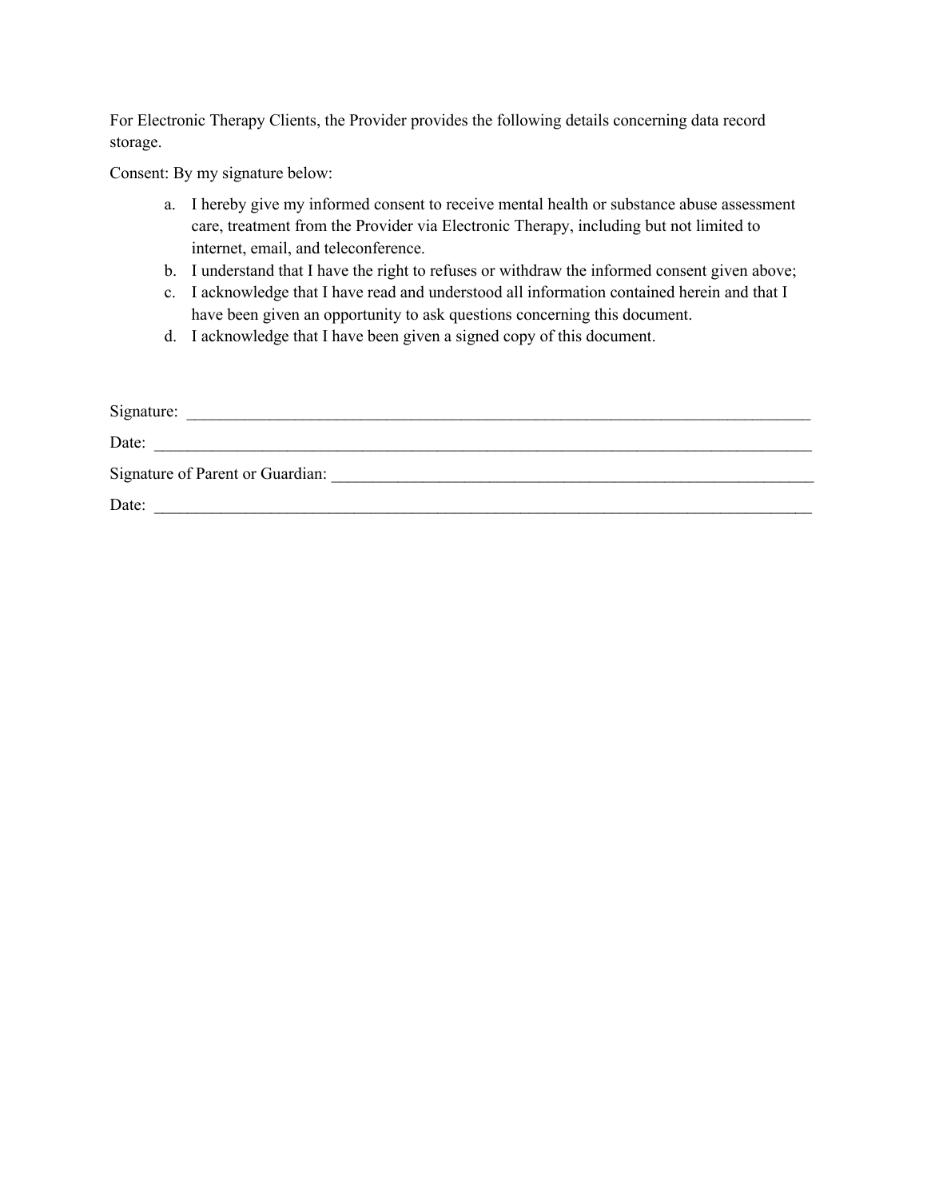For Electronic Therapy Clients, the Provider provides the following details concerning data record storage.

Consent: By my signature below:

a. I hereby give my informed consent to receive mental health or substance abuse assessment care, treatment from the Provider via Electronic Therapy, including but not limited to internet, email, and teleconference.
b. I understand that I have the right to refuses or withdraw the informed consent given above;
c. I acknowledge that I have read and understood all information contained herein and that I have been given an opportunity to ask questions concerning this document.
d. I acknowledge that I have been given a signed copy of this document.

Signature: ___________________________________________________________________________

Date: ______________________________________________________________________________

Signature of Parent or Guardian: _______________________________________________________

Date: ______________________________________________________________________________